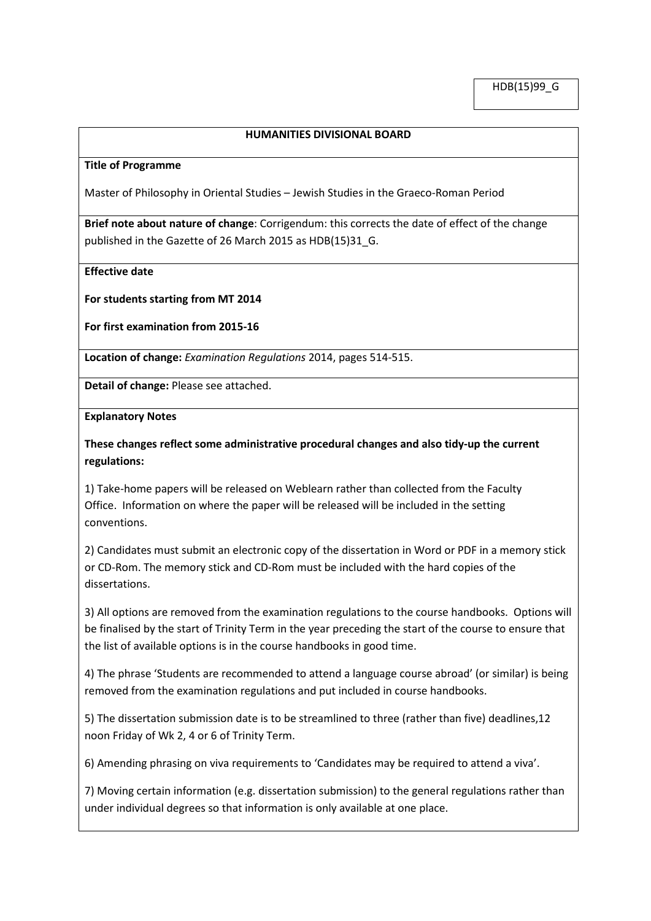HDB(15)99_G

## HUMANITIES DIVISIONAL BOARD

**Title of Programme**

Master of Philosophy in Oriental Studies – Jewish Studies in the Graeco-Roman Period

**Brief note about nature of change**: Corrigendum: this corrects the date of effect of the change published in the Gazette of 26 March 2015 as HDB(15)31_G.

**Effective date**

**For students starting from MT 2014**

**For first examination from 2015-16**

**Location of change:** *Examination Regulations* 2014, pages 514-515.

**Detail of change:** Please see attached.

**Explanatory Notes**

**These changes reflect some administrative procedural changes and also tidy-up the current regulations:**

1) Take-home papers will be released on Weblearn rather than collected from the Faculty Office. Information on where the paper will be released will be included in the setting conventions.

2) Candidates must submit an electronic copy of the dissertation in Word or PDF in a memory stick or CD-Rom. The memory stick and CD-Rom must be included with the hard copies of the dissertations.

3) All options are removed from the examination regulations to the course handbooks. Options will be finalised by the start of Trinity Term in the year preceding the start of the course to ensure that the list of available options is in the course handbooks in good time.

4) The phrase 'Students are recommended to attend a language course abroad' (or similar) is being removed from the examination regulations and put included in course handbooks.

5) The dissertation submission date is to be streamlined to three (rather than five) deadlines,12 noon Friday of Wk 2, 4 or 6 of Trinity Term.

6) Amending phrasing on viva requirements to 'Candidates may be required to attend a viva'.

7) Moving certain information (e.g. dissertation submission) to the general regulations rather than under individual degrees so that information is only available at one place.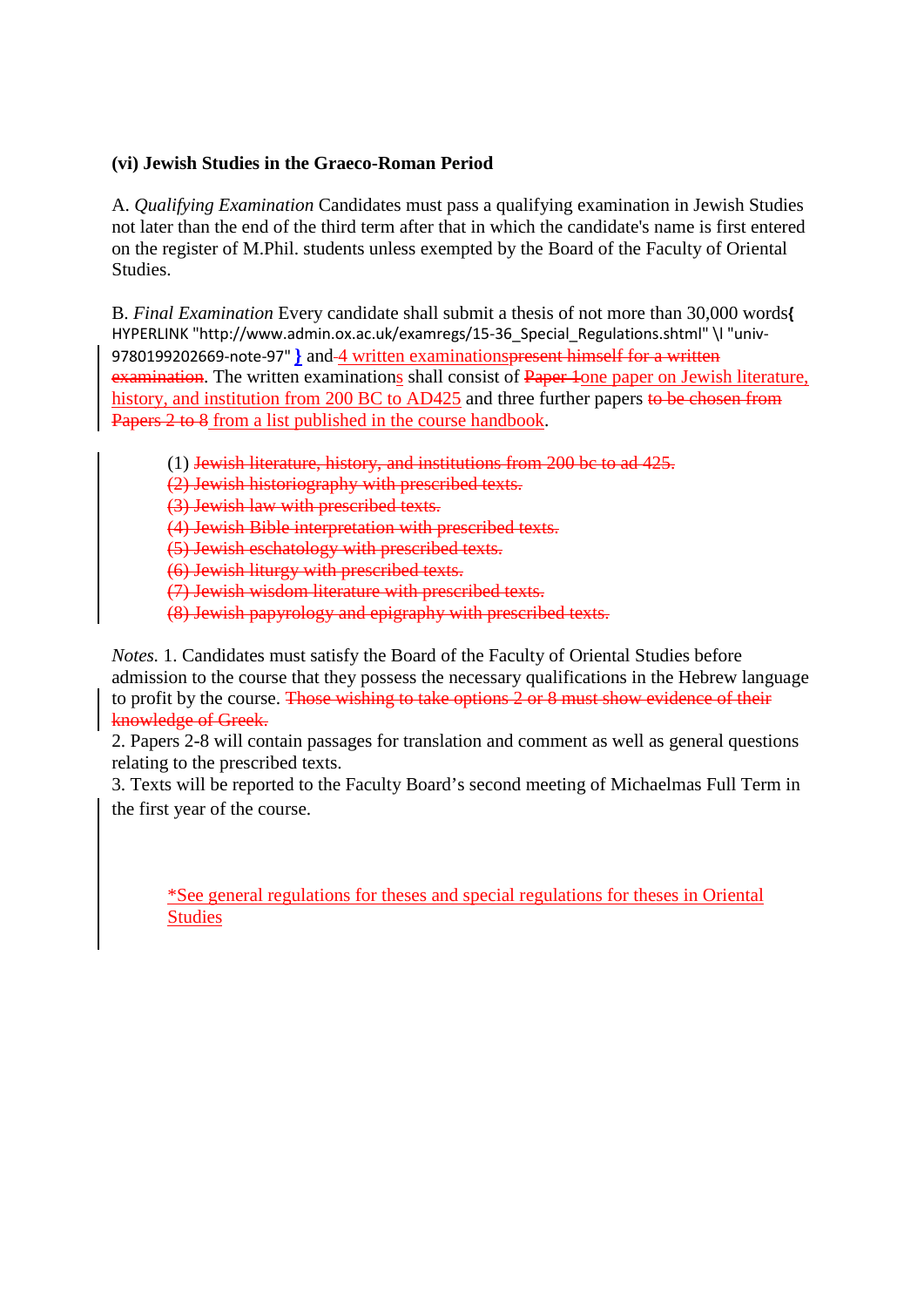**(vi) Jewish Studies in the Graeco-Roman Period**

A. *Qualifying Examination* Candidates must pass a qualifying examination in Jewish Studies not later than the end of the third term after that in which the candidate's name is first entered on the register of M.Phil. students unless exempted by the Board of the Faculty of Oriental Studies.

B. *Final Examination* Every candidate shall submit a thesis of not more than 30,000 words{ HYPERLINK "http://www.admin.ox.ac.uk/examregs/15-36_Special_Regulations.shtml" \l "univ-9780199202669-note-97" } and ~~-~~4 written examinations~~present himself for a written examination~~. The written examinations shall consist of ~~Paper 1~~one paper on Jewish literature, history, and institution from 200 BC to AD425 and three further papers ~~to be chosen from Papers 2 to 8~~ from a list published in the course handbook.

(1) ~~Jewish literature, history, and institutions from 200 bc to ad 425.~~
~~(2) Jewish historiography with prescribed texts.~~
~~(3) Jewish law with prescribed texts.~~
~~(4) Jewish Bible interpretation with prescribed texts.~~
~~(5) Jewish eschatology with prescribed texts.~~
~~(6) Jewish liturgy with prescribed texts.~~
~~(7) Jewish wisdom literature with prescribed texts.~~
~~(8) Jewish papyrology and epigraphy with prescribed texts.~~

*Notes.* 1. Candidates must satisfy the Board of the Faculty of Oriental Studies before admission to the course that they possess the necessary qualifications in the Hebrew language to profit by the course. ~~Those wishing to take options 2 or 8 must show evidence of their knowledge of Greek.~~
2. Papers 2-8 will contain passages for translation and comment as well as general questions relating to the prescribed texts.
3. Texts will be reported to the Faculty Board's second meeting of Michaelmas Full Term in the first year of the course.

*See general regulations for theses and special regulations for theses in Oriental Studies